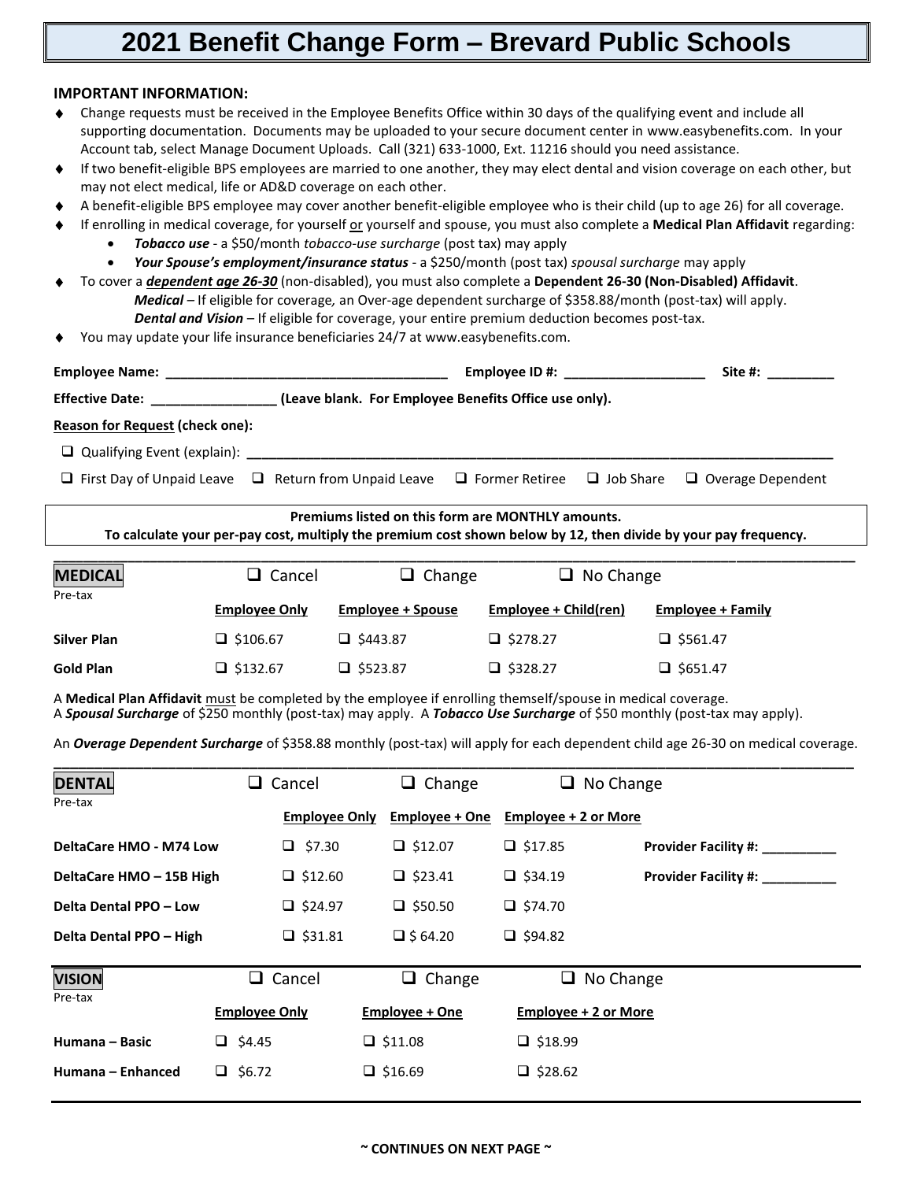# 2021 Benefit Change Form – Brevard Public Schools

**IMPORTANT INFORMATION:**

- Change requests must be received in the Employee Benefits Office within 30 days of the qualifying event and include all supporting documentation. Documents may be uploaded to your secure document center in www.easybenefits.com. In your Account tab, select Manage Document Uploads. Call (321) 633-1000, Ext. 11216 should you need assistance.
- If two benefit-eligible BPS employees are married to one another, they may elect dental and vision coverage on each other, but may not elect medical, life or AD&D coverage on each other.
- A benefit-eligible BPS employee may cover another benefit-eligible employee who is their child (up to age 26) for all coverage.
- If enrolling in medical coverage, for yourself or yourself and spouse, you must also complete a **Medical Plan Affidavit** regarding:
  - ***Tobacco use*** - a $50/month *tobacco-use surcharge* (post tax) may apply
  - ***Your Spouse's employment/insurance status*** - a $250/month (post tax) *spousal surcharge* may apply
- To cover a ***dependent age 26-30*** (non-disabled), you must also complete a **Dependent 26-30 (Non-Disabled) Affidavit**.
  ***Medical*** – If eligible for coverage, an Over-age dependent surcharge of $358.88/month (post-tax) will apply.
  ***Dental and Vision*** – If eligible for coverage, your entire premium deduction becomes post-tax.
- You may update your life insurance beneficiaries 24/7 at www.easybenefits.com.

**Employee Name:** ______________________________ **Employee ID #:** ________________ **Site #:** ________

**Effective Date:** ________________ **(Leave blank. For Employee Benefits Office use only).**

**Reason for Request (check one):**

☐ Qualifying Event (explain): ______________________________________________________________

☐ First Day of Unpaid Leave ☐ Return from Unpaid Leave ☐ Former Retiree ☐ Job Share ☐ Overage Dependent

**Premiums listed on this form are MONTHLY amounts.**
**To calculate your per-pay cost, multiply the premium cost shown below by 12, then divide by your pay frequency.**

## MEDICAL

Pre-tax

☐ Cancel ☐ Change ☐ No Change

| | Employee Only | Employee + Spouse | Employee + Child(ren) | Employee + Family |
|---|---|---|---|---|
| **Silver Plan** | ☐ $106.67 | ☐ $443.87 | ☐ $278.27 | ☐ $561.47 |
| **Gold Plan** | ☐ $132.67 | ☐ $523.87 | ☐ $328.27 | ☐ $651.47 |

A **Medical Plan Affidavit** must be completed by the employee if enrolling themself/spouse in medical coverage.
A ***Spousal Surcharge*** of $250 monthly (post-tax) may apply. A ***Tobacco Use Surcharge*** of $50 monthly (post-tax may apply).

An ***Overage Dependent Surcharge*** of $358.88 monthly (post-tax) will apply for each dependent child age 26-30 on medical coverage.

## DENTAL

Pre-tax

☐ Cancel ☐ Change ☐ No Change

| | Employee Only | Employee + One | Employee + 2 or More | |
|---|---|---|---|---|
| **DeltaCare HMO - M74 Low** | ☐ $7.30 | ☐ $12.07 | ☐ $17.85 | **Provider Facility #:** ________ |
| **DeltaCare HMO – 15B High** | ☐ $12.60 | ☐ $23.41 | ☐ $34.19 | **Provider Facility #:** ________ |
| **Delta Dental PPO – Low** | ☐ $24.97 | ☐ $50.50 | ☐ $74.70 | |
| **Delta Dental PPO – High** | ☐ $31.81 | ☐ $ 64.20 | ☐ $94.82 | |

## VISION

Pre-tax

☐ Cancel ☐ Change ☐ No Change

| | Employee Only | Employee + One | Employee + 2 or More |
|---|---|---|---|
| **Humana – Basic** | ☐ $4.45 | ☐ $11.08 | ☐ $18.99 |
| **Humana – Enhanced** | ☐ $6.72 | ☐ $16.69 | ☐ $28.62 |

**~ CONTINUES ON NEXT PAGE ~**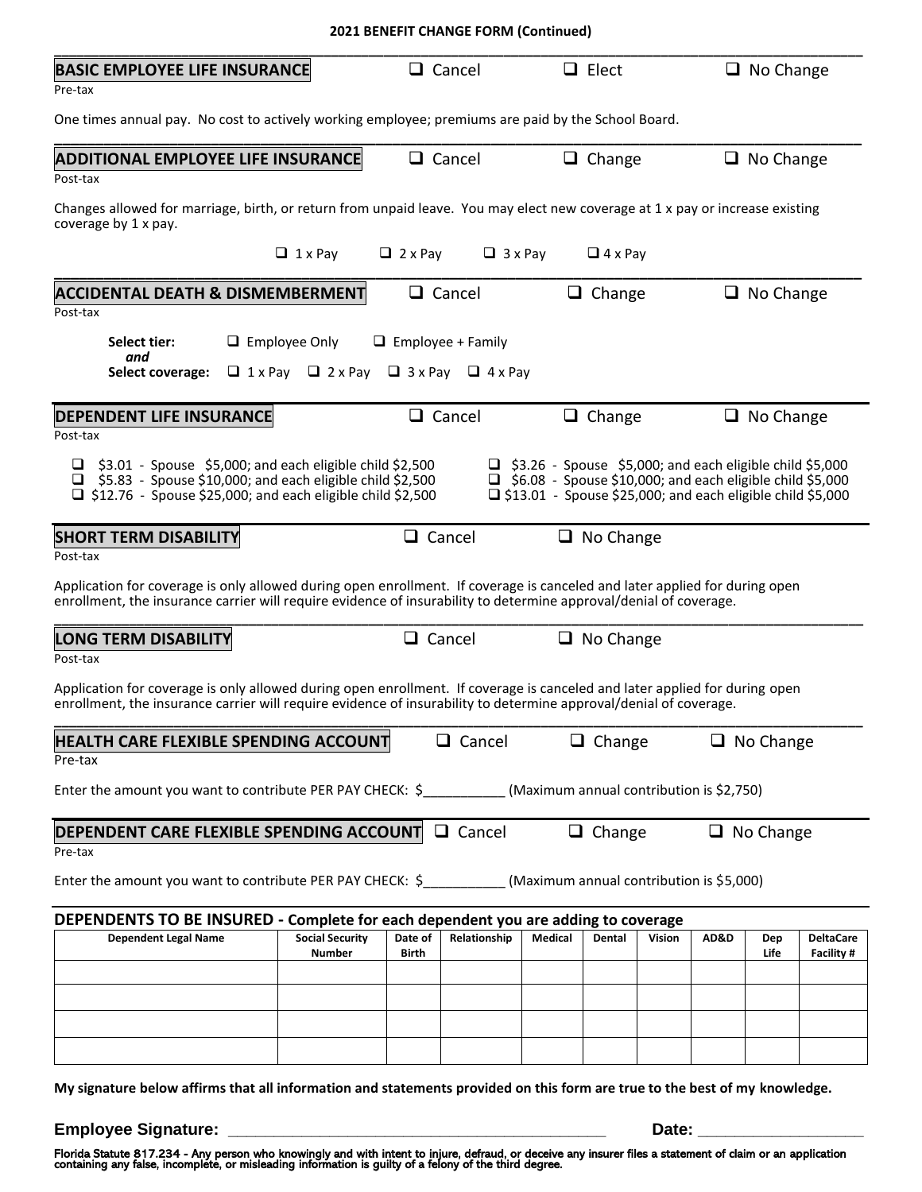**2021 BENEFIT CHANGE FORM (Continued)**

**BASIC EMPLOYEE LIFE INSURANCE** ❑ Cancel ❑ Elect ❑ No Change

Pre-tax

One times annual pay. No cost to actively working employee; premiums are paid by the School Board.

**ADDITIONAL EMPLOYEE LIFE INSURANCE** ❑ Cancel ❑ Change ❑ No Change

Post-tax

Changes allowed for marriage, birth, or return from unpaid leave. You may elect new coverage at 1 x pay or increase existing coverage by 1 x pay.

❑ 1 x Pay ❑ 2 x Pay ❑ 3 x Pay ❑ 4 x Pay

**ACCIDENTAL DEATH & DISMEMBERMENT** ❑ Cancel ❑ Change ❑ No Change

Post-tax

**Select tier:** ❑ Employee Only ❑ Employee + Family

***and***

**Select coverage:** ❑ 1 x Pay ❑ 2 x Pay ❑ 3 x Pay ❑ 4 x Pay

**DEPENDENT LIFE INSURANCE** ❑ Cancel ❑ Change ❑ No Change

Post-tax

- ❑ $3.01 - Spouse $5,000; and each eligible child $2,500
- ❑ $5.83 - Spouse $10,000; and each eligible child $2,500
- ❑ $12.76 - Spouse $25,000; and each eligible child $2,500
- ❑ $3.26 - Spouse $5,000; and each eligible child $5,000
- ❑ $6.08 - Spouse $10,000; and each eligible child $5,000
- ❑ $13.01 - Spouse $25,000; and each eligible child $5,000

**SHORT TERM DISABILITY** ❑ Cancel ❑ No Change

Post-tax

Application for coverage is only allowed during open enrollment. If coverage is canceled and later applied for during open enrollment, the insurance carrier will require evidence of insurability to determine approval/denial of coverage.

**LONG TERM DISABILITY** ❑ Cancel ❑ No Change

Post-tax

Application for coverage is only allowed during open enrollment. If coverage is canceled and later applied for during open enrollment, the insurance carrier will require evidence of insurability to determine approval/denial of coverage.

**HEALTH CARE FLEXIBLE SPENDING ACCOUNT** ❑ Cancel ❑ Change ❑ No Change

Pre-tax

Enter the amount you want to contribute PER PAY CHECK: $___________ (Maximum annual contribution is $2,750)

**DEPENDENT CARE FLEXIBLE SPENDING ACCOUNT** ❑ Cancel ❑ Change ❑ No Change

Pre-tax

Enter the amount you want to contribute PER PAY CHECK: $___________ (Maximum annual contribution is $5,000)

**DEPENDENTS TO BE INSURED - Complete for each dependent you are adding to coverage**

| Dependent Legal Name | Social Security Number | Date of Birth | Relationship | Medical | Dental | Vision | AD&D | Dep Life | DeltaCare Facility # |
|---|---|---|---|---|---|---|---|---|---|
| | | | | | | | | | |
| | | | | | | | | | |
| | | | | | | | | | |
| | | | | | | | | | |

**My signature below affirms that all information and statements provided on this form are true to the best of my knowledge.**

**Employee Signature:** ___________________________________________ **Date:** __________________

**Florida Statute 817.234 - Any person who knowingly and with intent to injure, defraud, or deceive any insurer files a statement of claim or an application containing any false, incomplete, or misleading information is guilty of a felony of the third degree.**